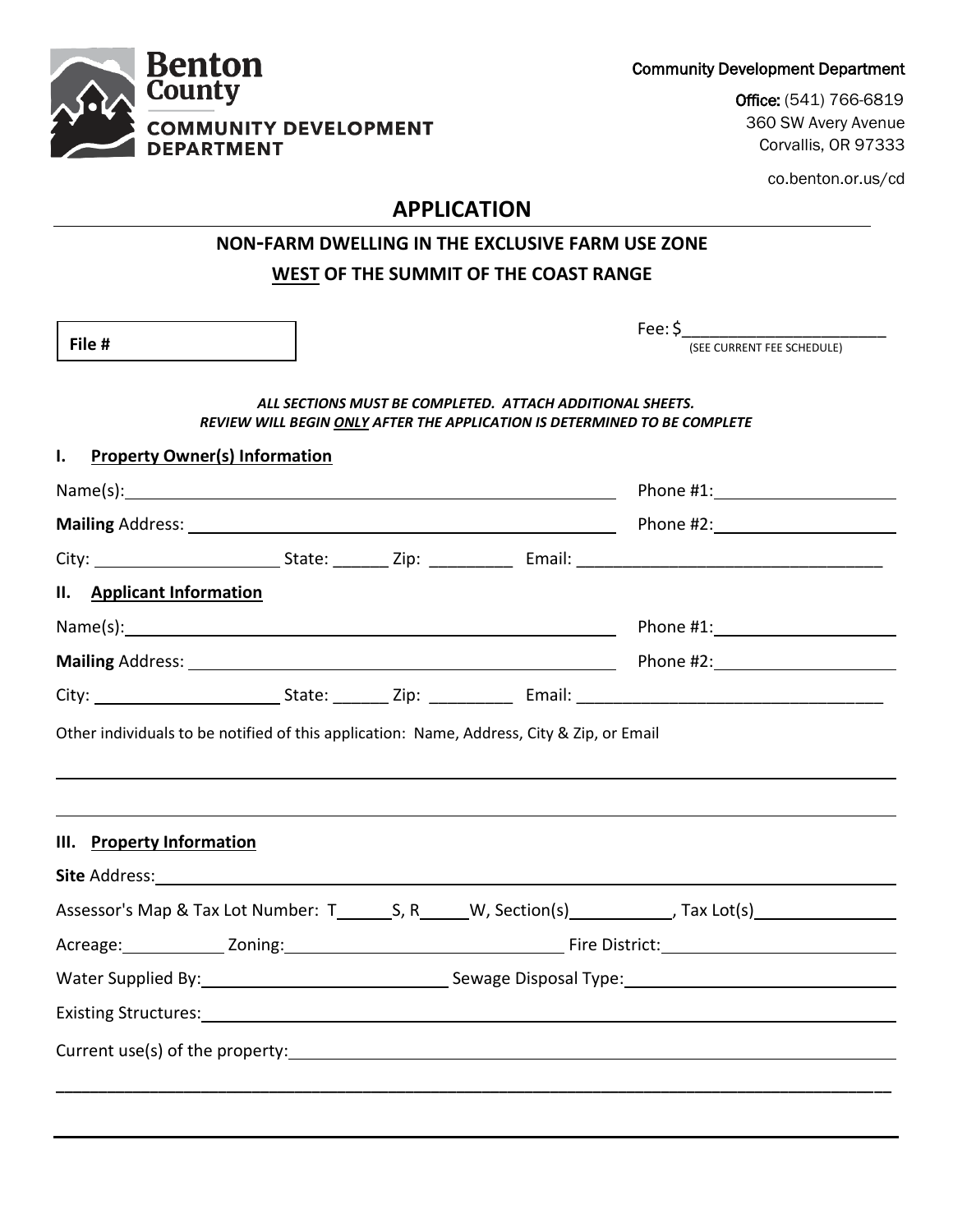**Benton County**
**COMMUNITY DEVELOPMENT DEPARTMENT**

Community Development Department

**Office:** (541) 766-6819
360 SW Avery Avenue
Corvallis, OR 97333

co.benton.or.us/cd

# APPLICATION

## NON-FARM DWELLING IN THE EXCLUSIVE FARM USE ZONE
## WEST OF THE SUMMIT OF THE COAST RANGE

**File #**

Fee: $______________________
(SEE CURRENT FEE SCHEDULE)

***ALL SECTIONS MUST BE COMPLETED. ATTACH ADDITIONAL SHEETS.***
***REVIEW WILL BEGIN ONLY AFTER THE APPLICATION IS DETERMINED TO BE COMPLETE***

### I. Property Owner(s) Information

Name(s): ______________________________ Phone #1: ____________________

**Mailing** Address: ______________________________ Phone #2: ____________________

City: ____________________ State: ______ Zip: _________ Email: ________________________________

### II. Applicant Information

Name(s): ______________________________ Phone #1: ____________________

**Mailing** Address: ______________________________ Phone #2: ____________________

City: ____________________ State: ______ Zip: _________ Email: ________________________________

Other individuals to be notified of this application: Name, Address, City & Zip, or Email

________________________________________________________________________________

________________________________________________________________________________

### III. Property Information

**Site** Address: ________________________________________________________________

Assessor's Map & Tax Lot Number: T______S, R_____W, Section(s)___________, Tax Lot(s)_______________

Acreage: ___________ Zoning: ______________________________ Fire District: ________________________

Water Supplied By: __________________________ Sewage Disposal Type: __________________________

Existing Structures: ________________________________________________________________

Current use(s) of the property: ________________________________________________________

________________________________________________________________________________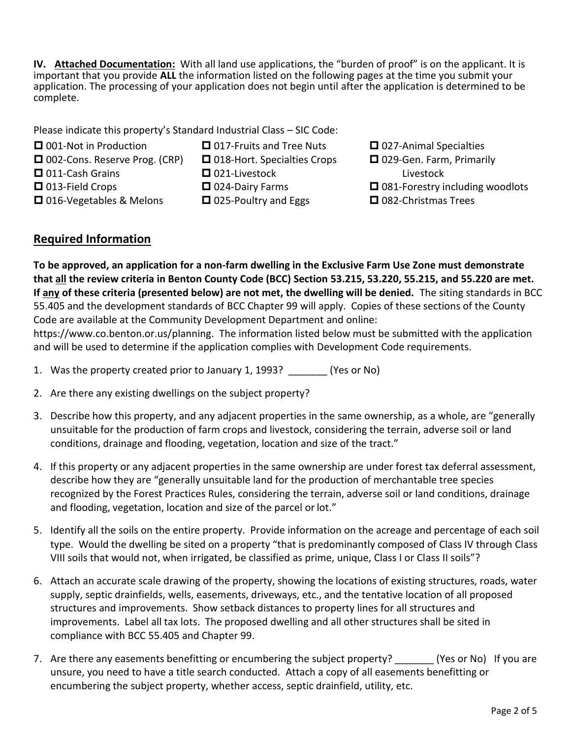**IV. <u>Attached Documentation:</u>** With all land use applications, the "burden of proof" is on the applicant. It is important that you provide **ALL** the information listed on the following pages at the time you submit your application. The processing of your application does not begin until after the application is determined to be complete.

Please indicate this property's Standard Industrial Class – SIC Code:

- ☐ 001-Not in Production
- ☐ 002-Cons. Reserve Prog. (CRP)
- ☐ 011-Cash Grains
- ☐ 013-Field Crops
- ☐ 016-Vegetables & Melons
- ☐ 017-Fruits and Tree Nuts
- ☐ 018-Hort. Specialties Crops
- ☐ 021-Livestock
- ☐ 024-Dairy Farms
- ☐ 025-Poultry and Eggs
- ☐ 027-Animal Specialties
- ☐ 029-Gen. Farm, Primarily Livestock
- ☐ 081-Forestry including woodlots
- ☐ 082-Christmas Trees

## <u>Required Information</u>

**To be approved, an application for a non-farm dwelling in the Exclusive Farm Use Zone must demonstrate that <u>all</u> the review criteria in Benton County Code (BCC) Section 53.215, 53.220, 55.215, and 55.220 are met. If <u>any</u> of these criteria (presented below) are not met, the dwelling will be denied.** The siting standards in BCC 55.405 and the development standards of BCC Chapter 99 will apply. Copies of these sections of the County Code are available at the Community Development Department and online: https://www.co.benton.or.us/planning. The information listed below must be submitted with the application and will be used to determine if the application complies with Development Code requirements.

1. Was the property created prior to January 1, 1993? _______ (Yes or No)
2. Are there any existing dwellings on the subject property?
3. Describe how this property, and any adjacent properties in the same ownership, as a whole, are "generally unsuitable for the production of farm crops and livestock, considering the terrain, adverse soil or land conditions, drainage and flooding, vegetation, location and size of the tract."
4. If this property or any adjacent properties in the same ownership are under forest tax deferral assessment, describe how they are "generally unsuitable land for the production of merchantable tree species recognized by the Forest Practices Rules, considering the terrain, adverse soil or land conditions, drainage and flooding, vegetation, location and size of the parcel or lot."
5. Identify all the soils on the entire property. Provide information on the acreage and percentage of each soil type. Would the dwelling be sited on a property "that is predominantly composed of Class IV through Class VIII soils that would not, when irrigated, be classified as prime, unique, Class I or Class II soils"?
6. Attach an accurate scale drawing of the property, showing the locations of existing structures, roads, water supply, septic drainfields, wells, easements, driveways, etc., and the tentative location of all proposed structures and improvements. Show setback distances to property lines for all structures and improvements. Label all tax lots. The proposed dwelling and all other structures shall be sited in compliance with BCC 55.405 and Chapter 99.
7. Are there any easements benefitting or encumbering the subject property? _______ (Yes or No) If you are unsure, you need to have a title search conducted. Attach a copy of all easements benefitting or encumbering the subject property, whether access, septic drainfield, utility, etc.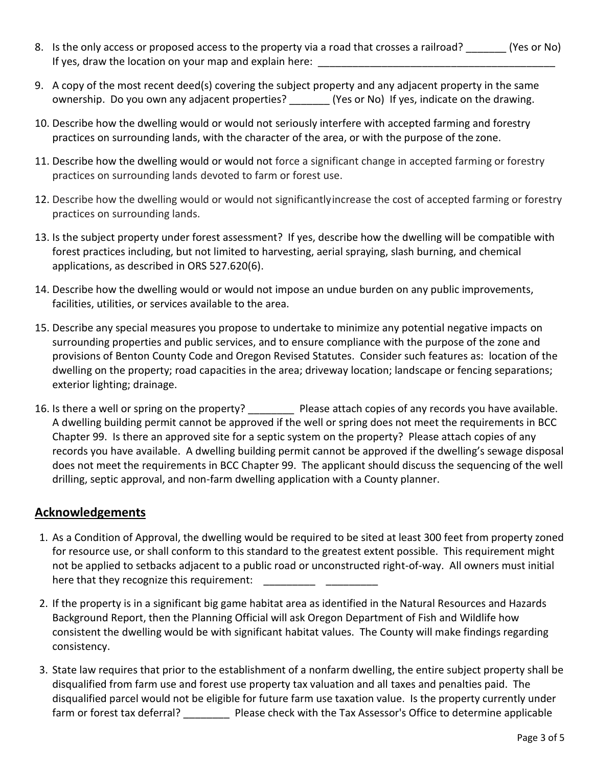8. Is the only access or proposed access to the property via a road that crosses a railroad? _______ (Yes or No) If yes, draw the location on your map and explain here: __________________________________________

9. A copy of the most recent deed(s) covering the subject property and any adjacent property in the same ownership. Do you own any adjacent properties? _______ (Yes or No) If yes, indicate on the drawing.

10. Describe how the dwelling would or would not seriously interfere with accepted farming and forestry practices on surrounding lands, with the character of the area, or with the purpose of the zone.

11. Describe how the dwelling would or would not force a significant change in accepted farming or forestry practices on surrounding lands devoted to farm or forest use.

12. Describe how the dwelling would or would not significantly increase the cost of accepted farming or forestry practices on surrounding lands.

13. Is the subject property under forest assessment? If yes, describe how the dwelling will be compatible with forest practices including, but not limited to harvesting, aerial spraying, slash burning, and chemical applications, as described in ORS 527.620(6).

14. Describe how the dwelling would or would not impose an undue burden on any public improvements, facilities, utilities, or services available to the area.

15. Describe any special measures you propose to undertake to minimize any potential negative impacts on surrounding properties and public services, and to ensure compliance with the purpose of the zone and provisions of Benton County Code and Oregon Revised Statutes. Consider such features as: location of the dwelling on the property; road capacities in the area; driveway location; landscape or fencing separations; exterior lighting; drainage.

16. Is there a well or spring on the property? ________ Please attach copies of any records you have available. A dwelling building permit cannot be approved if the well or spring does not meet the requirements in BCC Chapter 99. Is there an approved site for a septic system on the property? Please attach copies of any records you have available. A dwelling building permit cannot be approved if the dwelling's sewage disposal does not meet the requirements in BCC Chapter 99. The applicant should discuss the sequencing of the well drilling, septic approval, and non-farm dwelling application with a County planner.

## Acknowledgements

1. As a Condition of Approval, the dwelling would be required to be sited at least 300 feet from property zoned for resource use, or shall conform to this standard to the greatest extent possible. This requirement might not be applied to setbacks adjacent to a public road or unconstructed right-of-way. All owners must initial here that they recognize this requirement: _________ _________

2. If the property is in a significant big game habitat area as identified in the Natural Resources and Hazards Background Report, then the Planning Official will ask Oregon Department of Fish and Wildlife how consistent the dwelling would be with significant habitat values. The County will make findings regarding consistency.

3. State law requires that prior to the establishment of a nonfarm dwelling, the entire subject property shall be disqualified from farm use and forest use property tax valuation and all taxes and penalties paid. The disqualified parcel would not be eligible for future farm use taxation value. Is the property currently under farm or forest tax deferral? ________ Please check with the Tax Assessor's Office to determine applicable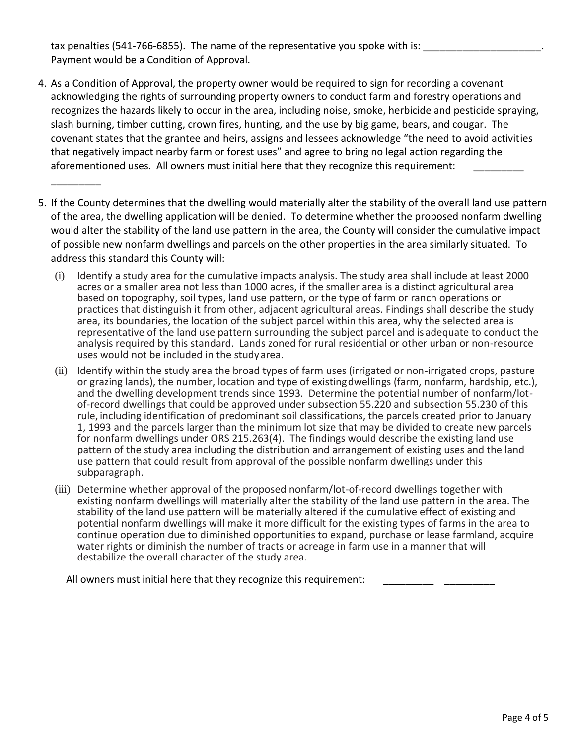tax penalties (541-766-6855). The name of the representative you spoke with is: ______________________. Payment would be a Condition of Approval.

4. As a Condition of Approval, the property owner would be required to sign for recording a covenant acknowledging the rights of surrounding property owners to conduct farm and forestry operations and recognizes the hazards likely to occur in the area, including noise, smoke, herbicide and pesticide spraying, slash burning, timber cutting, crown fires, hunting, and the use by big game, bears, and cougar. The covenant states that the grantee and heirs, assigns and lessees acknowledge "the need to avoid activities that negatively impact nearby farm or forest uses" and agree to bring no legal action regarding the aforementioned uses. All owners must initial here that they recognize this requirement: _________ _________

5. If the County determines that the dwelling would materially alter the stability of the overall land use pattern of the area, the dwelling application will be denied. To determine whether the proposed nonfarm dwelling would alter the stability of the land use pattern in the area, the County will consider the cumulative impact of possible new nonfarm dwellings and parcels on the other properties in the area similarly situated. To address this standard this County will:

   (i) Identify a study area for the cumulative impacts analysis. The study area shall include at least 2000 acres or a smaller area not less than 1000 acres, if the smaller area is a distinct agricultural area based on topography, soil types, land use pattern, or the type of farm or ranch operations or practices that distinguish it from other, adjacent agricultural areas. Findings shall describe the study area, its boundaries, the location of the subject parcel within this area, why the selected area is representative of the land use pattern surrounding the subject parcel and is adequate to conduct the analysis required by this standard. Lands zoned for rural residential or other urban or non-resource uses would not be included in the study area.

   (ii) Identify within the study area the broad types of farm uses (irrigated or non-irrigated crops, pasture or grazing lands), the number, location and type of existing dwellings (farm, nonfarm, hardship, etc.), and the dwelling development trends since 1993. Determine the potential number of nonfarm/lot-of-record dwellings that could be approved under subsection 55.220 and subsection 55.230 of this rule, including identification of predominant soil classifications, the parcels created prior to January 1, 1993 and the parcels larger than the minimum lot size that may be divided to create new parcels for nonfarm dwellings under ORS 215.263(4). The findings would describe the existing land use pattern of the study area including the distribution and arrangement of existing uses and the land use pattern that could result from approval of the possible nonfarm dwellings under this subparagraph.

   (iii) Determine whether approval of the proposed nonfarm/lot-of-record dwellings together with existing nonfarm dwellings will materially alter the stability of the land use pattern in the area. The stability of the land use pattern will be materially altered if the cumulative effect of existing and potential nonfarm dwellings will make it more difficult for the existing types of farms in the area to continue operation due to diminished opportunities to expand, purchase or lease farmland, acquire water rights or diminish the number of tracts or acreage in farm use in a manner that will destabilize the overall character of the study area.

   All owners must initial here that they recognize this requirement: _________ _________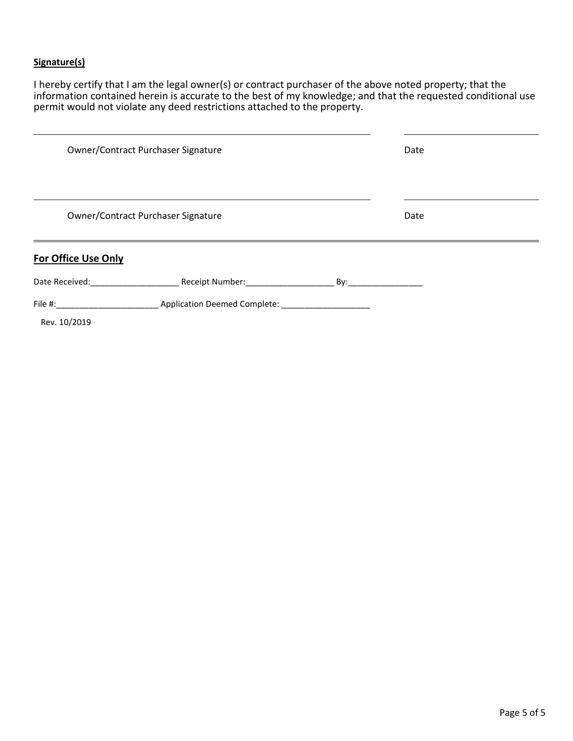**Signature(s)**

I hereby certify that I am the legal owner(s) or contract purchaser of the above noted property; that the information contained herein is accurate to the best of my knowledge; and that the requested conditional use permit would not violate any deed restrictions attached to the property.

| | |
|---|---|
| ________________________________________ | ____________________ |
| Owner/Contract Purchaser Signature | Date |
| ________________________________________ | ____________________ |
| Owner/Contract Purchaser Signature | Date |

---

## For Office Use Only

Date Received:___________________ Receipt Number:___________________ By:________________

File #:______________________ Application Deemed Complete: ___________________

Rev. 10/2019